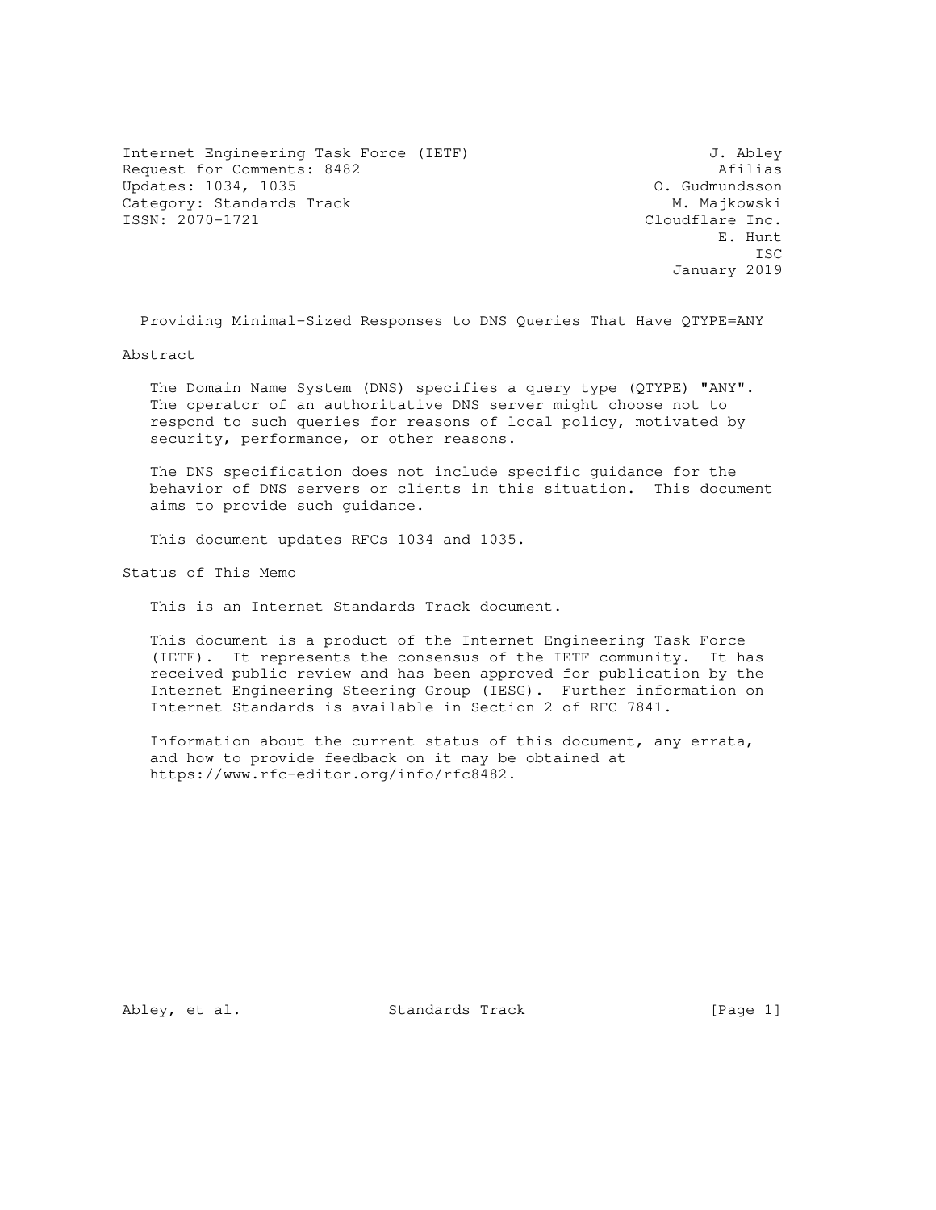Internet Engineering Task Force (IETF) J. Abley
Request for Comments: 8482 Afilias
Updates: 1034, 1035 O. Gudmundsson
Category: Standards Track M. Majkowski
ISSN: 2070-1721 Cloudflare Inc.
E. Hunt
ISC
January 2019

# Providing Minimal-Sized Responses to DNS Queries That Have QTYPE=ANY

## Abstract

The Domain Name System (DNS) specifies a query type (QTYPE) "ANY". The operator of an authoritative DNS server might choose not to respond to such queries for reasons of local policy, motivated by security, performance, or other reasons.

The DNS specification does not include specific guidance for the behavior of DNS servers or clients in this situation. This document aims to provide such guidance.

This document updates RFCs 1034 and 1035.

## Status of This Memo

This is an Internet Standards Track document.

This document is a product of the Internet Engineering Task Force (IETF). It represents the consensus of the IETF community. It has received public review and has been approved for publication by the Internet Engineering Steering Group (IESG). Further information on Internet Standards is available in Section 2 of RFC 7841.

Information about the current status of this document, any errata, and how to provide feedback on it may be obtained at https://www.rfc-editor.org/info/rfc8482.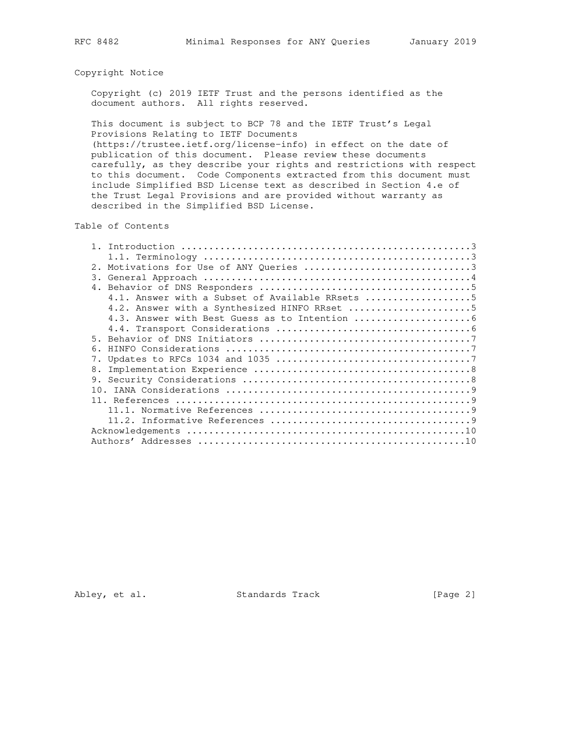## Copyright Notice

Copyright (c) 2019 IETF Trust and the persons identified as the document authors. All rights reserved.

This document is subject to BCP 78 and the IETF Trust's Legal Provisions Relating to IETF Documents (https://trustee.ietf.org/license-info) in effect on the date of publication of this document. Please review these documents carefully, as they describe your rights and restrictions with respect to this document. Code Components extracted from this document must include Simplified BSD License text as described in Section 4.e of the Trust Legal Provisions and are provided without warranty as described in the Simplified BSD License.

## Table of Contents

```
1. Introduction ....................................................3
   1.1. Terminology ................................................3
2. Motivations for Use of ANY Queries ..............................3
3. General Approach ................................................4
4. Behavior of DNS Responders ......................................5
   4.1. Answer with a Subset of Available RRsets ...................5
   4.2. Answer with a Synthesized HINFO RRset ......................5
   4.3. Answer with Best Guess as to Intention .....................6
   4.4. Transport Considerations ...................................6
5. Behavior of DNS Initiators ......................................7
6. HINFO Considerations ............................................7
7. Updates to RFCs 1034 and 1035 ...................................7
8. Implementation Experience .......................................8
9. Security Considerations .........................................8
10. IANA Considerations ............................................9
11. References .....................................................9
   11.1. Normative References ......................................9
   11.2. Informative References ....................................9
Acknowledgements ..................................................10
Authors' Addresses ................................................10
```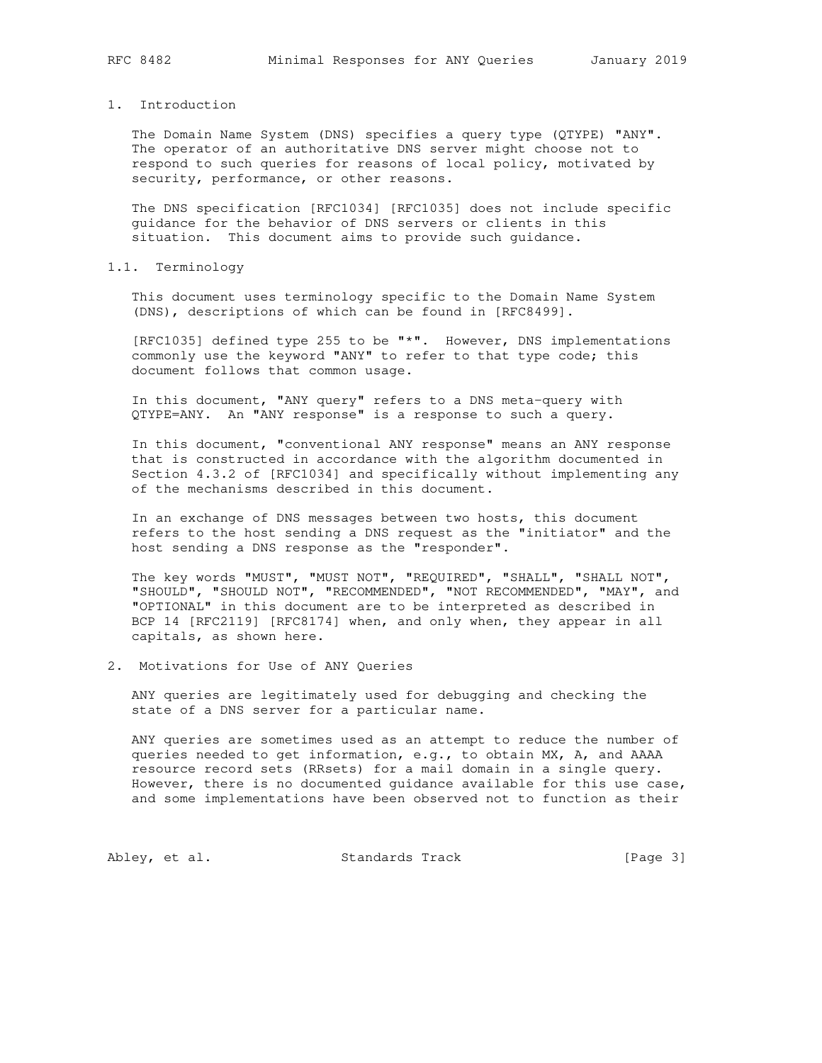## 1. Introduction

The Domain Name System (DNS) specifies a query type (QTYPE) "ANY". The operator of an authoritative DNS server might choose not to respond to such queries for reasons of local policy, motivated by security, performance, or other reasons.

The DNS specification [RFC1034] [RFC1035] does not include specific guidance for the behavior of DNS servers or clients in this situation. This document aims to provide such guidance.

### 1.1. Terminology

This document uses terminology specific to the Domain Name System (DNS), descriptions of which can be found in [RFC8499].

[RFC1035] defined type 255 to be "*". However, DNS implementations commonly use the keyword "ANY" to refer to that type code; this document follows that common usage.

In this document, "ANY query" refers to a DNS meta-query with QTYPE=ANY. An "ANY response" is a response to such a query.

In this document, "conventional ANY response" means an ANY response that is constructed in accordance with the algorithm documented in Section 4.3.2 of [RFC1034] and specifically without implementing any of the mechanisms described in this document.

In an exchange of DNS messages between two hosts, this document refers to the host sending a DNS request as the "initiator" and the host sending a DNS response as the "responder".

The key words "MUST", "MUST NOT", "REQUIRED", "SHALL", "SHALL NOT", "SHOULD", "SHOULD NOT", "RECOMMENDED", "NOT RECOMMENDED", "MAY", and "OPTIONAL" in this document are to be interpreted as described in BCP 14 [RFC2119] [RFC8174] when, and only when, they appear in all capitals, as shown here.

## 2. Motivations for Use of ANY Queries

ANY queries are legitimately used for debugging and checking the state of a DNS server for a particular name.

ANY queries are sometimes used as an attempt to reduce the number of queries needed to get information, e.g., to obtain MX, A, and AAAA resource record sets (RRsets) for a mail domain in a single query. However, there is no documented guidance available for this use case, and some implementations have been observed not to function as their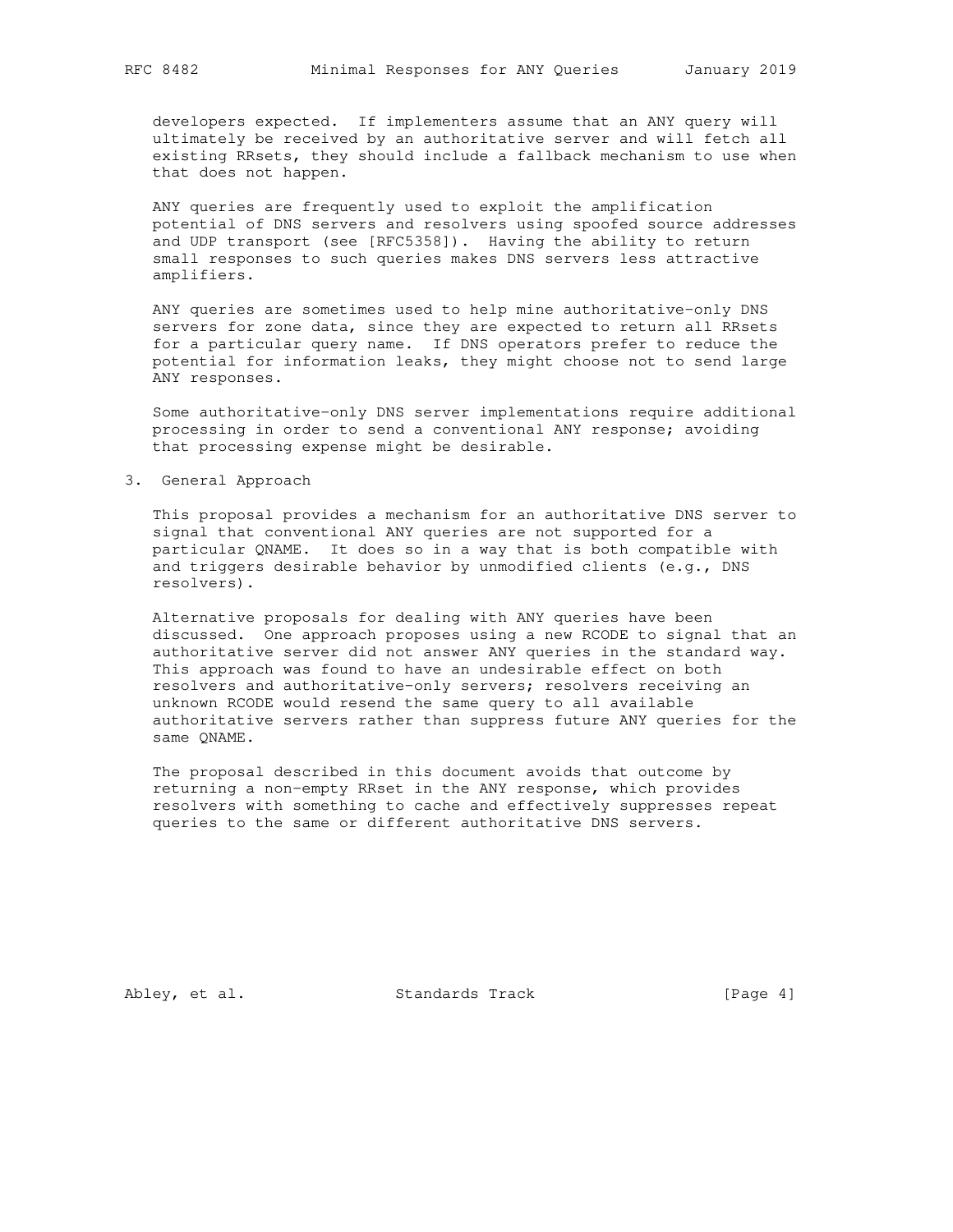developers expected. If implementers assume that an ANY query will ultimately be received by an authoritative server and will fetch all existing RRsets, they should include a fallback mechanism to use when that does not happen.

ANY queries are frequently used to exploit the amplification potential of DNS servers and resolvers using spoofed source addresses and UDP transport (see [RFC5358]). Having the ability to return small responses to such queries makes DNS servers less attractive amplifiers.

ANY queries are sometimes used to help mine authoritative-only DNS servers for zone data, since they are expected to return all RRsets for a particular query name. If DNS operators prefer to reduce the potential for information leaks, they might choose not to send large ANY responses.

Some authoritative-only DNS server implementations require additional processing in order to send a conventional ANY response; avoiding that processing expense might be desirable.

## 3. General Approach

This proposal provides a mechanism for an authoritative DNS server to signal that conventional ANY queries are not supported for a particular QNAME. It does so in a way that is both compatible with and triggers desirable behavior by unmodified clients (e.g., DNS resolvers).

Alternative proposals for dealing with ANY queries have been discussed. One approach proposes using a new RCODE to signal that an authoritative server did not answer ANY queries in the standard way. This approach was found to have an undesirable effect on both resolvers and authoritative-only servers; resolvers receiving an unknown RCODE would resend the same query to all available authoritative servers rather than suppress future ANY queries for the same QNAME.

The proposal described in this document avoids that outcome by returning a non-empty RRset in the ANY response, which provides resolvers with something to cache and effectively suppresses repeat queries to the same or different authoritative DNS servers.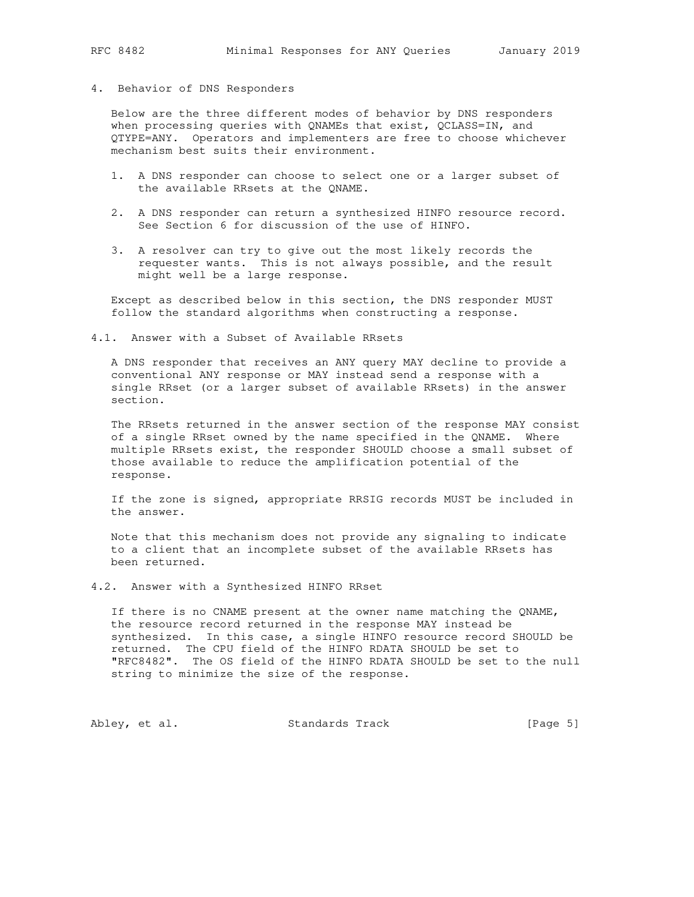## 4. Behavior of DNS Responders

Below are the three different modes of behavior by DNS responders when processing queries with QNAMEs that exist, QCLASS=IN, and QTYPE=ANY. Operators and implementers are free to choose whichever mechanism best suits their environment.

1. A DNS responder can choose to select one or a larger subset of the available RRsets at the QNAME.
2. A DNS responder can return a synthesized HINFO resource record. See Section 6 for discussion of the use of HINFO.
3. A resolver can try to give out the most likely records the requester wants. This is not always possible, and the result might well be a large response.

Except as described below in this section, the DNS responder MUST follow the standard algorithms when constructing a response.

### 4.1. Answer with a Subset of Available RRsets

A DNS responder that receives an ANY query MAY decline to provide a conventional ANY response or MAY instead send a response with a single RRset (or a larger subset of available RRsets) in the answer section.

The RRsets returned in the answer section of the response MAY consist of a single RRset owned by the name specified in the QNAME. Where multiple RRsets exist, the responder SHOULD choose a small subset of those available to reduce the amplification potential of the response.

If the zone is signed, appropriate RRSIG records MUST be included in the answer.

Note that this mechanism does not provide any signaling to indicate to a client that an incomplete subset of the available RRsets has been returned.

### 4.2. Answer with a Synthesized HINFO RRset

If there is no CNAME present at the owner name matching the QNAME, the resource record returned in the response MAY instead be synthesized. In this case, a single HINFO resource record SHOULD be returned. The CPU field of the HINFO RDATA SHOULD be set to "RFC8482". The OS field of the HINFO RDATA SHOULD be set to the null string to minimize the size of the response.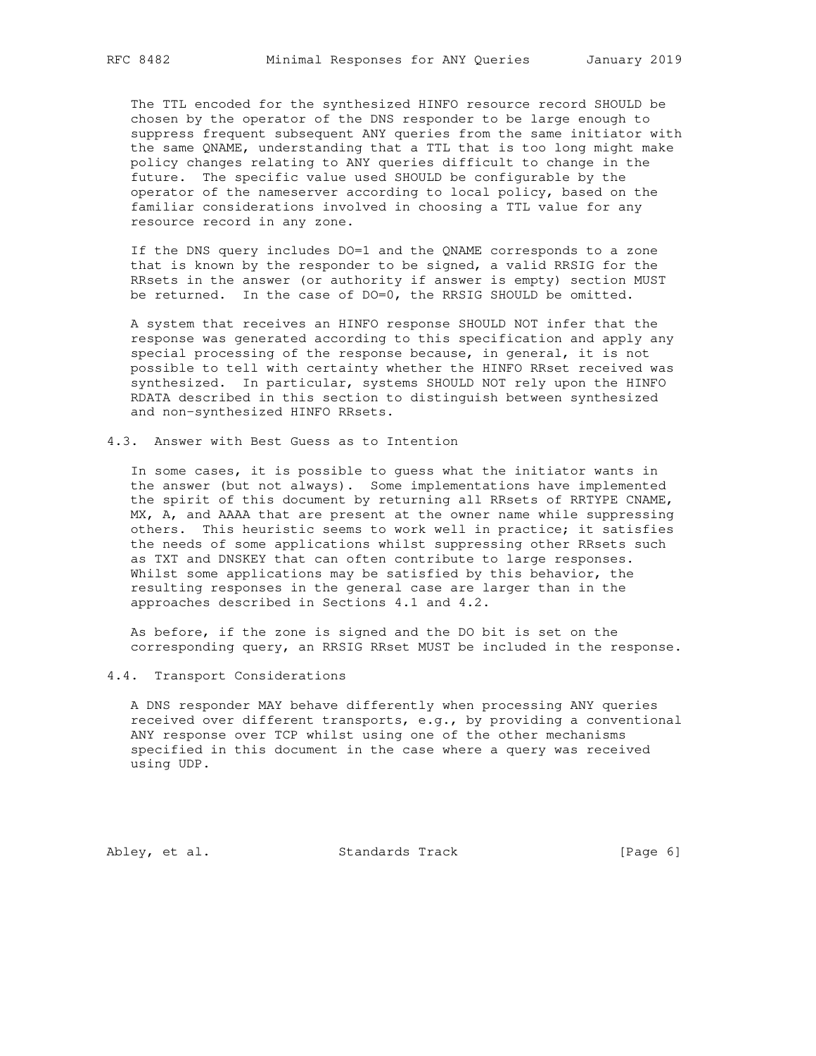The TTL encoded for the synthesized HINFO resource record SHOULD be chosen by the operator of the DNS responder to be large enough to suppress frequent subsequent ANY queries from the same initiator with the same QNAME, understanding that a TTL that is too long might make policy changes relating to ANY queries difficult to change in the future. The specific value used SHOULD be configurable by the operator of the nameserver according to local policy, based on the familiar considerations involved in choosing a TTL value for any resource record in any zone.

If the DNS query includes DO=1 and the QNAME corresponds to a zone that is known by the responder to be signed, a valid RRSIG for the RRsets in the answer (or authority if answer is empty) section MUST be returned. In the case of DO=0, the RRSIG SHOULD be omitted.

A system that receives an HINFO response SHOULD NOT infer that the response was generated according to this specification and apply any special processing of the response because, in general, it is not possible to tell with certainty whether the HINFO RRset received was synthesized. In particular, systems SHOULD NOT rely upon the HINFO RDATA described in this section to distinguish between synthesized and non-synthesized HINFO RRsets.

### 4.3. Answer with Best Guess as to Intention

In some cases, it is possible to guess what the initiator wants in the answer (but not always). Some implementations have implemented the spirit of this document by returning all RRsets of RRTYPE CNAME, MX, A, and AAAA that are present at the owner name while suppressing others. This heuristic seems to work well in practice; it satisfies the needs of some applications whilst suppressing other RRsets such as TXT and DNSKEY that can often contribute to large responses. Whilst some applications may be satisfied by this behavior, the resulting responses in the general case are larger than in the approaches described in Sections 4.1 and 4.2.

As before, if the zone is signed and the DO bit is set on the corresponding query, an RRSIG RRset MUST be included in the response.

### 4.4. Transport Considerations

A DNS responder MAY behave differently when processing ANY queries received over different transports, e.g., by providing a conventional ANY response over TCP whilst using one of the other mechanisms specified in this document in the case where a query was received using UDP.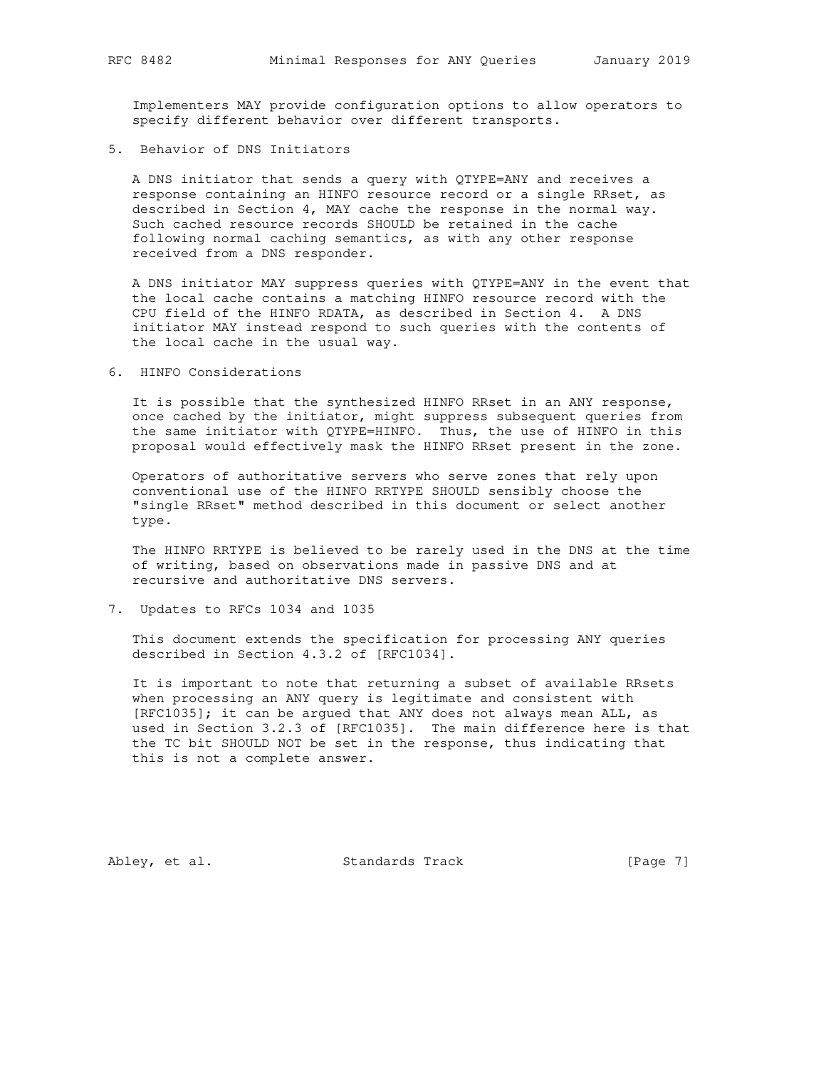Implementers MAY provide configuration options to allow operators to specify different behavior over different transports.

## 5. Behavior of DNS Initiators

A DNS initiator that sends a query with QTYPE=ANY and receives a response containing an HINFO resource record or a single RRset, as described in Section 4, MAY cache the response in the normal way. Such cached resource records SHOULD be retained in the cache following normal caching semantics, as with any other response received from a DNS responder.

A DNS initiator MAY suppress queries with QTYPE=ANY in the event that the local cache contains a matching HINFO resource record with the CPU field of the HINFO RDATA, as described in Section 4. A DNS initiator MAY instead respond to such queries with the contents of the local cache in the usual way.

## 6. HINFO Considerations

It is possible that the synthesized HINFO RRset in an ANY response, once cached by the initiator, might suppress subsequent queries from the same initiator with QTYPE=HINFO. Thus, the use of HINFO in this proposal would effectively mask the HINFO RRset present in the zone.

Operators of authoritative servers who serve zones that rely upon conventional use of the HINFO RRTYPE SHOULD sensibly choose the "single RRset" method described in this document or select another type.

The HINFO RRTYPE is believed to be rarely used in the DNS at the time of writing, based on observations made in passive DNS and at recursive and authoritative DNS servers.

## 7. Updates to RFCs 1034 and 1035

This document extends the specification for processing ANY queries described in Section 4.3.2 of [RFC1034].

It is important to note that returning a subset of available RRsets when processing an ANY query is legitimate and consistent with [RFC1035]; it can be argued that ANY does not always mean ALL, as used in Section 3.2.3 of [RFC1035]. The main difference here is that the TC bit SHOULD NOT be set in the response, thus indicating that this is not a complete answer.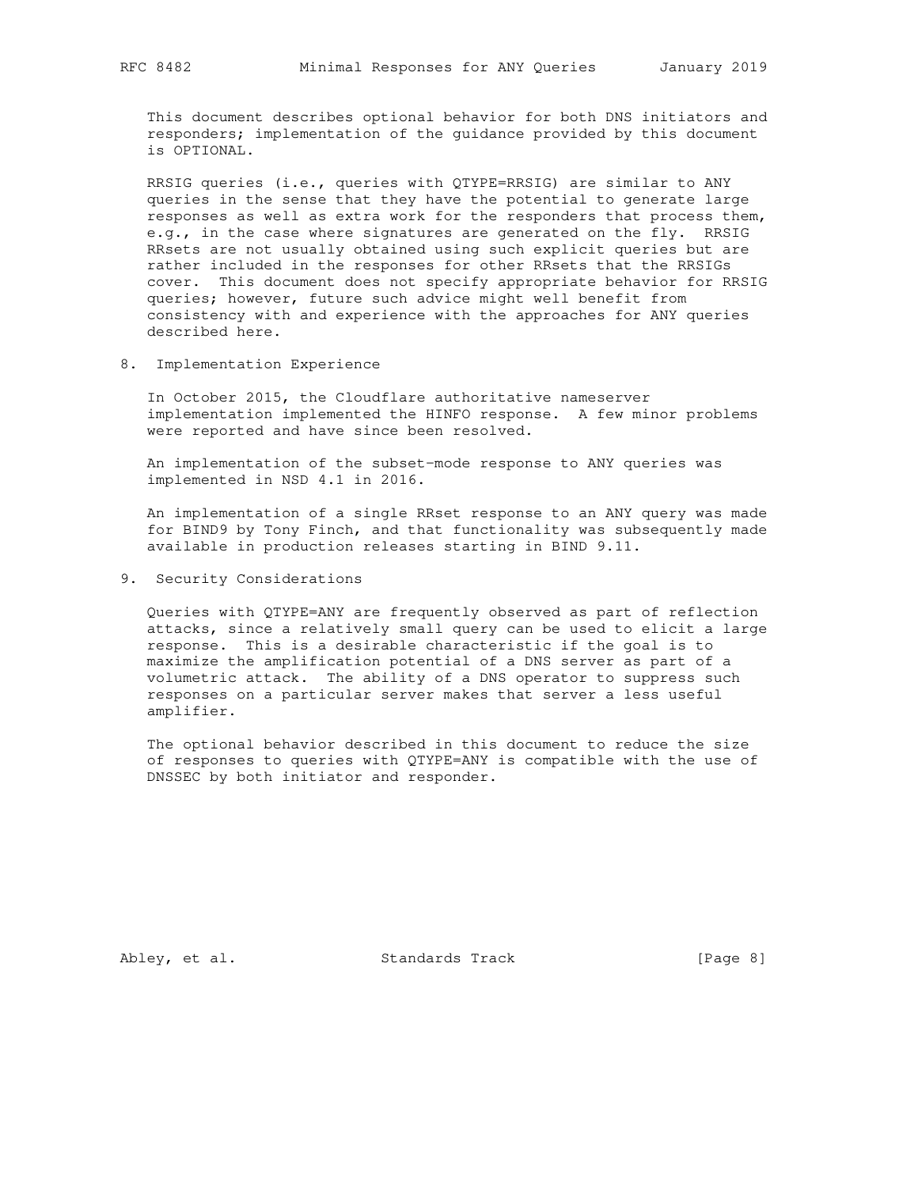This document describes optional behavior for both DNS initiators and responders; implementation of the guidance provided by this document is OPTIONAL.

RRSIG queries (i.e., queries with QTYPE=RRSIG) are similar to ANY queries in the sense that they have the potential to generate large responses as well as extra work for the responders that process them, e.g., in the case where signatures are generated on the fly. RRSIG RRsets are not usually obtained using such explicit queries but are rather included in the responses for other RRsets that the RRSIGs cover. This document does not specify appropriate behavior for RRSIG queries; however, future such advice might well benefit from consistency with and experience with the approaches for ANY queries described here.

## 8. Implementation Experience

In October 2015, the Cloudflare authoritative nameserver implementation implemented the HINFO response. A few minor problems were reported and have since been resolved.

An implementation of the subset-mode response to ANY queries was implemented in NSD 4.1 in 2016.

An implementation of a single RRset response to an ANY query was made for BIND9 by Tony Finch, and that functionality was subsequently made available in production releases starting in BIND 9.11.

## 9. Security Considerations

Queries with QTYPE=ANY are frequently observed as part of reflection attacks, since a relatively small query can be used to elicit a large response. This is a desirable characteristic if the goal is to maximize the amplification potential of a DNS server as part of a volumetric attack. The ability of a DNS operator to suppress such responses on a particular server makes that server a less useful amplifier.

The optional behavior described in this document to reduce the size of responses to queries with QTYPE=ANY is compatible with the use of DNSSEC by both initiator and responder.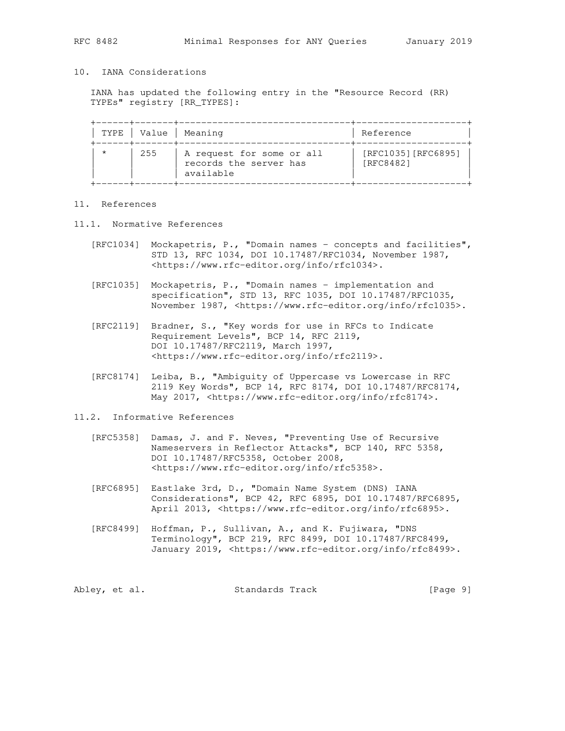## 10. IANA Considerations

IANA has updated the following entry in the "Resource Record (RR) TYPEs" registry [RR_TYPES]:

| TYPE | Value | Meaning | Reference |
|---|---|---|---|
| * | 255 | A request for some or all records the server has available | [RFC1035][RFC6895] [RFC8482] |

## 11. References

### 11.1. Normative References

[RFC1034] Mockapetris, P., "Domain names - concepts and facilities", STD 13, RFC 1034, DOI 10.17487/RFC1034, November 1987, <https://www.rfc-editor.org/info/rfc1034>.

[RFC1035] Mockapetris, P., "Domain names - implementation and specification", STD 13, RFC 1035, DOI 10.17487/RFC1035, November 1987, <https://www.rfc-editor.org/info/rfc1035>.

[RFC2119] Bradner, S., "Key words for use in RFCs to Indicate Requirement Levels", BCP 14, RFC 2119, DOI 10.17487/RFC2119, March 1997, <https://www.rfc-editor.org/info/rfc2119>.

[RFC8174] Leiba, B., "Ambiguity of Uppercase vs Lowercase in RFC 2119 Key Words", BCP 14, RFC 8174, DOI 10.17487/RFC8174, May 2017, <https://www.rfc-editor.org/info/rfc8174>.

### 11.2. Informative References

[RFC5358] Damas, J. and F. Neves, "Preventing Use of Recursive Nameservers in Reflector Attacks", BCP 140, RFC 5358, DOI 10.17487/RFC5358, October 2008, <https://www.rfc-editor.org/info/rfc5358>.

[RFC6895] Eastlake 3rd, D., "Domain Name System (DNS) IANA Considerations", BCP 42, RFC 6895, DOI 10.17487/RFC6895, April 2013, <https://www.rfc-editor.org/info/rfc6895>.

[RFC8499] Hoffman, P., Sullivan, A., and K. Fujiwara, "DNS Terminology", BCP 219, RFC 8499, DOI 10.17487/RFC8499, January 2019, <https://www.rfc-editor.org/info/rfc8499>.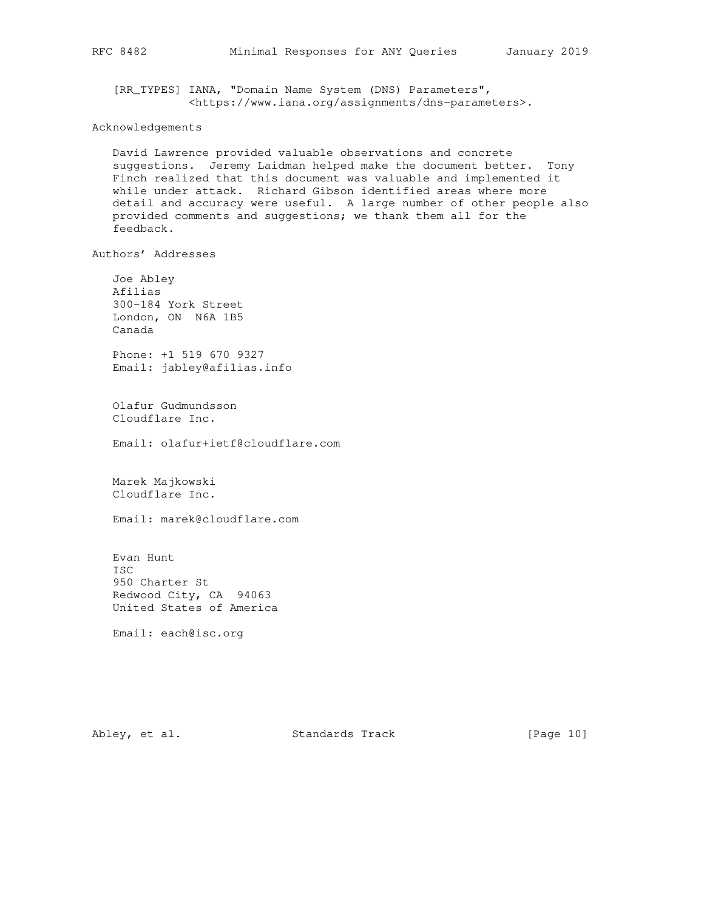[RR_TYPES] IANA, "Domain Name System (DNS) Parameters", <https://www.iana.org/assignments/dns-parameters>.

## Acknowledgements

David Lawrence provided valuable observations and concrete suggestions. Jeremy Laidman helped make the document better. Tony Finch realized that this document was valuable and implemented it while under attack. Richard Gibson identified areas where more detail and accuracy were useful. A large number of other people also provided comments and suggestions; we thank them all for the feedback.

## Authors' Addresses

Joe Abley
Afilias
300-184 York Street
London, ON N6A 1B5
Canada

Phone: +1 519 670 9327
Email: jabley@afilias.info

Olafur Gudmundsson
Cloudflare Inc.

Email: olafur+ietf@cloudflare.com

Marek Majkowski
Cloudflare Inc.

Email: marek@cloudflare.com

Evan Hunt
ISC
950 Charter St
Redwood City, CA 94063
United States of America

Email: each@isc.org